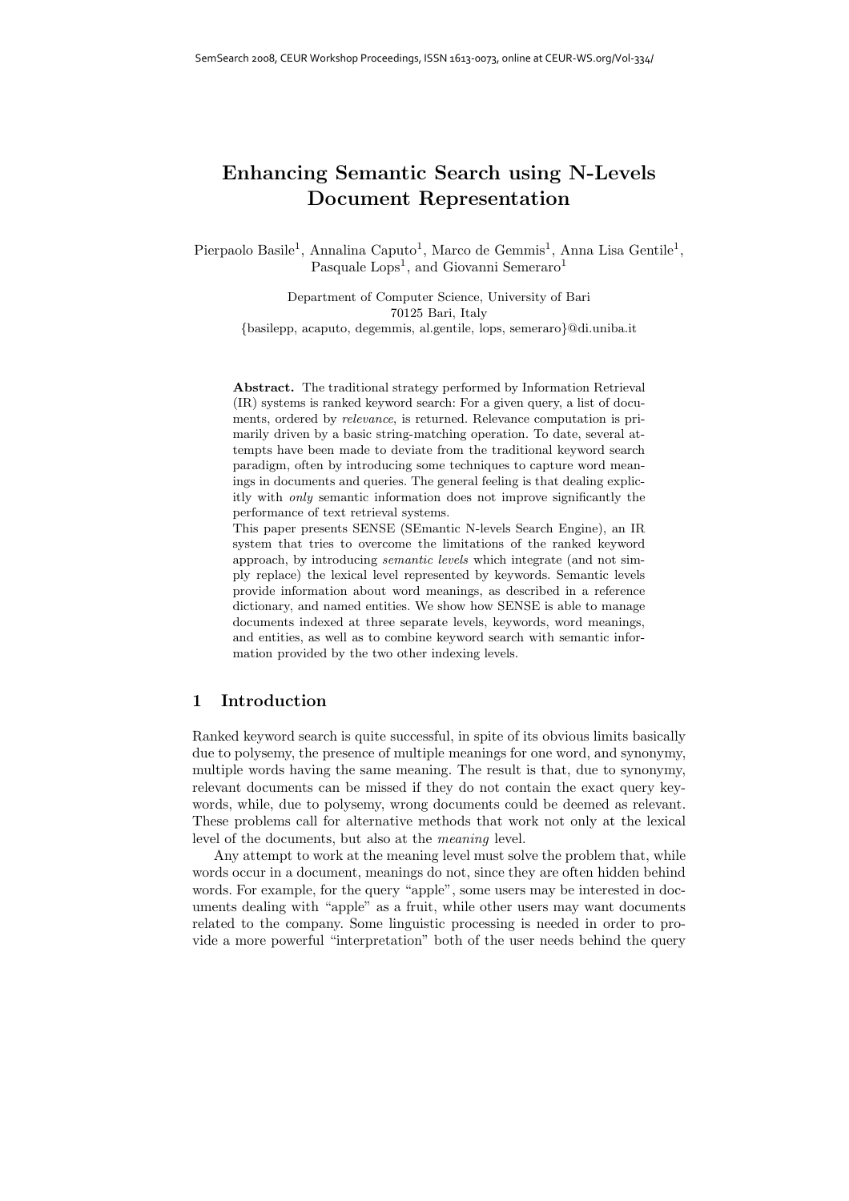# Enhancing Semantic Search using N-Levels Document Representation

Pierpaolo Basile[1], Annalina Caputo[1], Marco de Gemmis[1], Anna Lisa Gentile[1], Pasquale Lops[1], and Giovanni Semeraro[1]

Department of Computer Science, University of Bari
70125 Bari, Italy
{basilepp, acaputo, degemmis, al.gentile, lops, semeraro}@di.uniba.it

**Abstract.** The traditional strategy performed by Information Retrieval (IR) systems is ranked keyword search: For a given query, a list of documents, ordered by *relevance*, is returned. Relevance computation is primarily driven by a basic string-matching operation. To date, several attempts have been made to deviate from the traditional keyword search paradigm, often by introducing some techniques to capture word meanings in documents and queries. The general feeling is that dealing explicitly with *only* semantic information does not improve significantly the performance of text retrieval systems.

This paper presents SENSE (SEmantic N-levels Search Engine), an IR system that tries to overcome the limitations of the ranked keyword approach, by introducing *semantic levels* which integrate (and not simply replace) the lexical level represented by keywords. Semantic levels provide information about word meanings, as described in a reference dictionary, and named entities. We show how SENSE is able to manage documents indexed at three separate levels, keywords, word meanings, and entities, as well as to combine keyword search with semantic information provided by the two other indexing levels.

## 1 Introduction

Ranked keyword search is quite successful, in spite of its obvious limits basically due to polysemy, the presence of multiple meanings for one word, and synonymy, multiple words having the same meaning. The result is that, due to synonymy, relevant documents can be missed if they do not contain the exact query keywords, while, due to polysemy, wrong documents could be deemed as relevant. These problems call for alternative methods that work not only at the lexical level of the documents, but also at the *meaning* level.

Any attempt to work at the meaning level must solve the problem that, while words occur in a document, meanings do not, since they are often hidden behind words. For example, for the query "apple", some users may be interested in documents dealing with "apple" as a fruit, while other users may want documents related to the company. Some linguistic processing is needed in order to provide a more powerful "interpretation" both of the user needs behind the query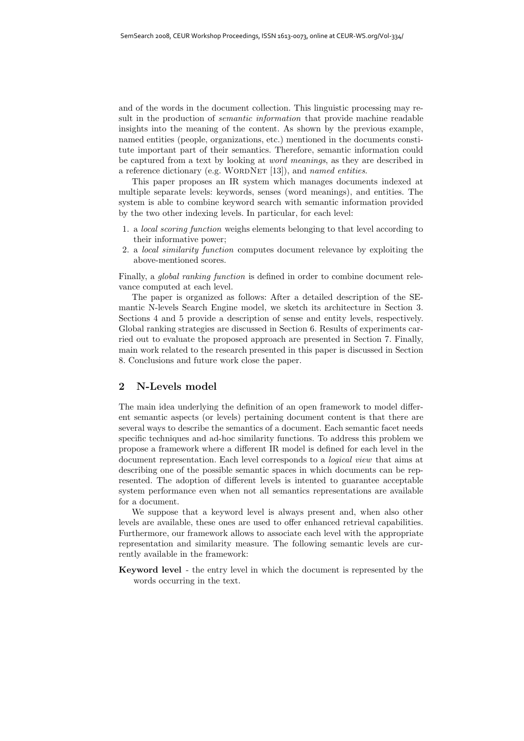and of the words in the document collection. This linguistic processing may result in the production of *semantic information* that provide machine readable insights into the meaning of the content. As shown by the previous example, named entities (people, organizations, etc.) mentioned in the documents constitute important part of their semantics. Therefore, semantic information could be captured from a text by looking at *word meanings*, as they are described in a reference dictionary (e.g. WordNet [13]), and *named entities*.

This paper proposes an IR system which manages documents indexed at multiple separate levels: keywords, senses (word meanings), and entities. The system is able to combine keyword search with semantic information provided by the two other indexing levels. In particular, for each level:

1. a *local scoring function* weighs elements belonging to that level according to their informative power;
2. a *local similarity function* computes document relevance by exploiting the above-mentioned scores.

Finally, a *global ranking function* is defined in order to combine document relevance computed at each level.

The paper is organized as follows: After a detailed description of the SEmantic N-levels Search Engine model, we sketch its architecture in Section 3. Sections 4 and 5 provide a description of sense and entity levels, respectively. Global ranking strategies are discussed in Section 6. Results of experiments carried out to evaluate the proposed approach are presented in Section 7. Finally, main work related to the research presented in this paper is discussed in Section 8. Conclusions and future work close the paper.

## 2 N-Levels model

The main idea underlying the definition of an open framework to model different semantic aspects (or levels) pertaining document content is that there are several ways to describe the semantics of a document. Each semantic facet needs specific techniques and ad-hoc similarity functions. To address this problem we propose a framework where a different IR model is defined for each level in the document representation. Each level corresponds to a *logical view* that aims at describing one of the possible semantic spaces in which documents can be represented. The adoption of different levels is intented to guarantee acceptable system performance even when not all semantics representations are available for a document.

We suppose that a keyword level is always present and, when also other levels are available, these ones are used to offer enhanced retrieval capabilities. Furthermore, our framework allows to associate each level with the appropriate representation and similarity measure. The following semantic levels are currently available in the framework:

**Keyword level** - the entry level in which the document is represented by the words occurring in the text.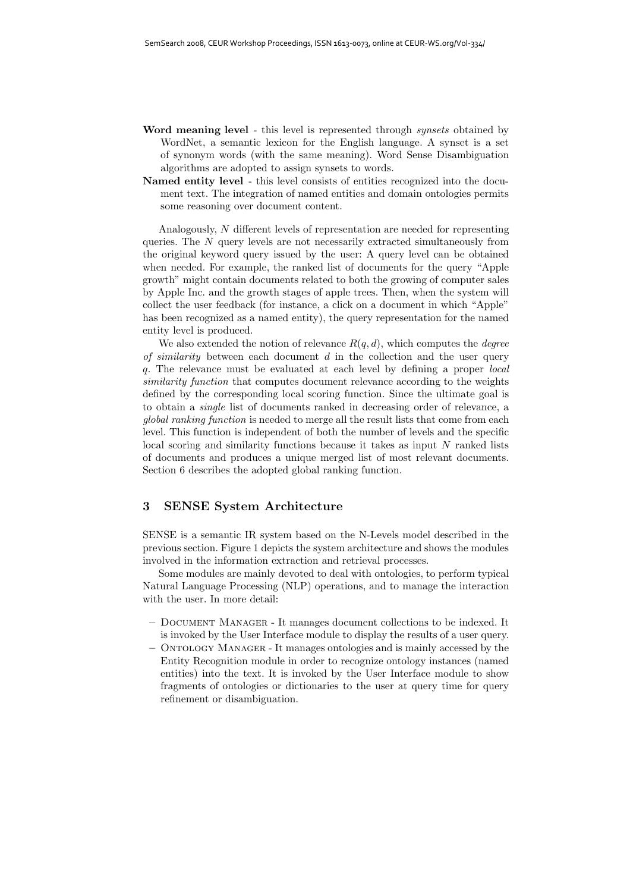**Word meaning level** - this level is represented through *synsets* obtained by WordNet, a semantic lexicon for the English language. A synset is a set of synonym words (with the same meaning). Word Sense Disambiguation algorithms are adopted to assign synsets to words.

**Named entity level** - this level consists of entities recognized into the document text. The integration of named entities and domain ontologies permits some reasoning over document content.

Analogously, $N$ different levels of representation are needed for representing queries. The $N$ query levels are not necessarily extracted simultaneously from the original keyword query issued by the user: A query level can be obtained when needed. For example, the ranked list of documents for the query "Apple growth" might contain documents related to both the growing of computer sales by Apple Inc. and the growth stages of apple trees. Then, when the system will collect the user feedback (for instance, a click on a document in which "Apple" has been recognized as a named entity), the query representation for the named entity level is produced.

We also extended the notion of relevance $R(q, d)$, which computes the *degree of similarity* between each document $d$ in the collection and the user query $q$. The relevance must be evaluated at each level by defining a proper *local similarity function* that computes document relevance according to the weights defined by the corresponding local scoring function. Since the ultimate goal is to obtain a *single* list of documents ranked in decreasing order of relevance, a *global ranking function* is needed to merge all the result lists that come from each level. This function is independent of both the number of levels and the specific local scoring and similarity functions because it takes as input $N$ ranked lists of documents and produces a unique merged list of most relevant documents. Section 6 describes the adopted global ranking function.

## 3 SENSE System Architecture

SENSE is a semantic IR system based on the N-Levels model described in the previous section. Figure 1 depicts the system architecture and shows the modules involved in the information extraction and retrieval processes.

Some modules are mainly devoted to deal with ontologies, to perform typical Natural Language Processing (NLP) operations, and to manage the interaction with the user. In more detail:

- Document Manager - It manages document collections to be indexed. It is invoked by the User Interface module to display the results of a user query.
- Ontology Manager - It manages ontologies and is mainly accessed by the Entity Recognition module in order to recognize ontology instances (named entities) into the text. It is invoked by the User Interface module to show fragments of ontologies or dictionaries to the user at query time for query refinement or disambiguation.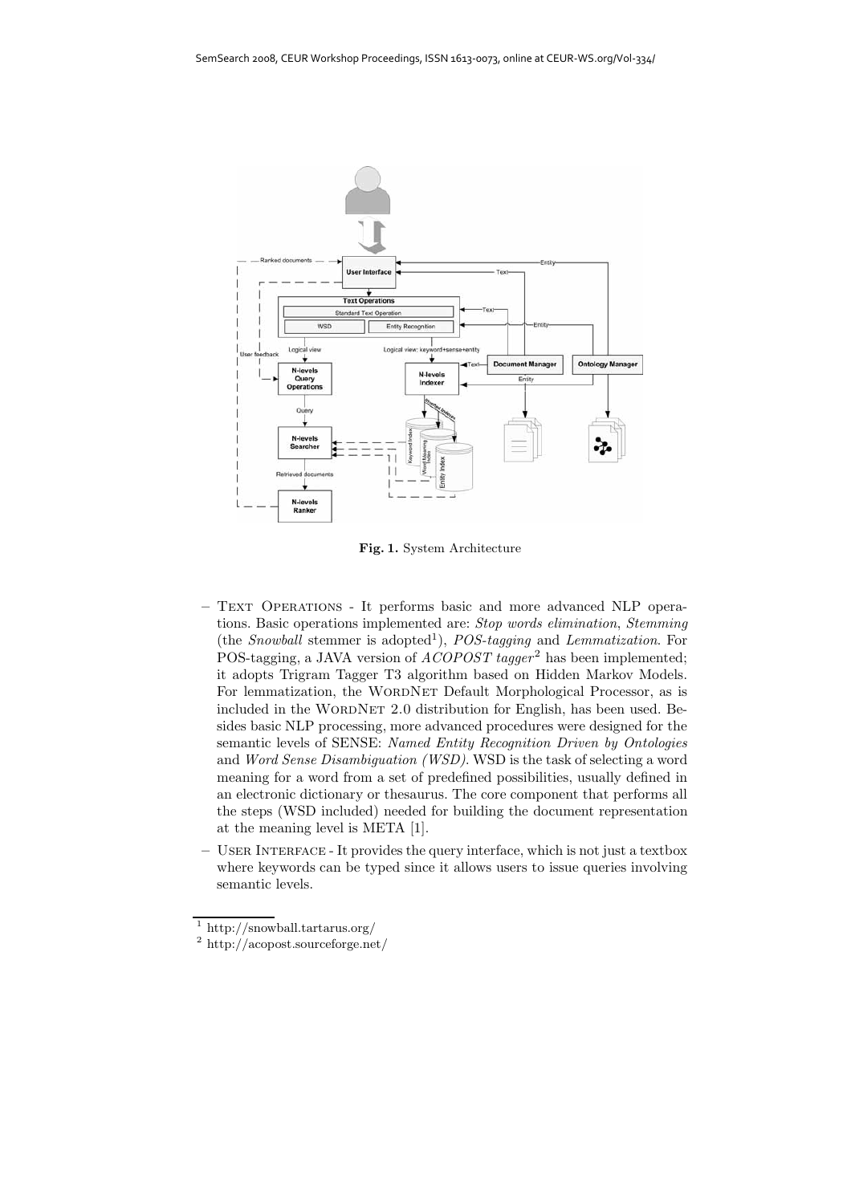**Fig. 1.** System Architecture

- TEXT OPERATIONS - It performs basic and more advanced NLP operations. Basic operations implemented are: *Stop words elimination*, *Stemming* (the *Snowball* stemmer is adopted[1]), *POS-tagging* and *Lemmatization*. For POS-tagging, a JAVA version of *ACOPOST tagger*[2] has been implemented; it adopts Trigram Tagger T3 algorithm based on Hidden Markov Models. For lemmatization, the WORDNET Default Morphological Processor, as is included in the WORDNET 2.0 distribution for English, has been used. Besides basic NLP processing, more advanced procedures were designed for the semantic levels of SENSE: *Named Entity Recognition Driven by Ontologies* and *Word Sense Disambiguation (WSD)*. WSD is the task of selecting a word meaning for a word from a set of predefined possibilities, usually defined in an electronic dictionary or thesaurus. The core component that performs all the steps (WSD included) needed for building the document representation at the meaning level is META [1].
- USER INTERFACE - It provides the query interface, which is not just a textbox where keywords can be typed since it allows users to issue queries involving semantic levels.

[1] http://snowball.tartarus.org/

[2] http://acopost.sourceforge.net/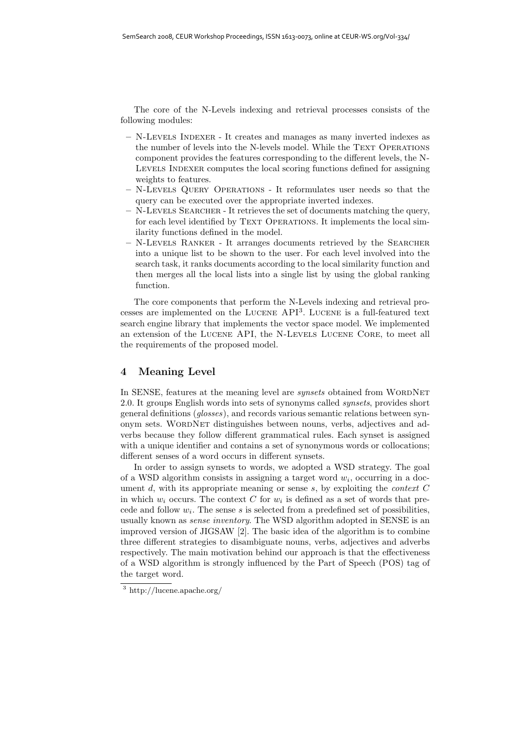The core of the N-Levels indexing and retrieval processes consists of the following modules:

- N-Levels Indexer - It creates and manages as many inverted indexes as the number of levels into the N-levels model. While the Text Operations component provides the features corresponding to the different levels, the N-Levels Indexer computes the local scoring functions defined for assigning weights to features.
- N-Levels Query Operations - It reformulates user needs so that the query can be executed over the appropriate inverted indexes.
- N-Levels Searcher - It retrieves the set of documents matching the query, for each level identified by Text Operations. It implements the local similarity functions defined in the model.
- N-Levels Ranker - It arranges documents retrieved by the Searcher into a unique list to be shown to the user. For each level involved into the search task, it ranks documents according to the local similarity function and then merges all the local lists into a single list by using the global ranking function.

The core components that perform the N-Levels indexing and retrieval processes are implemented on the Lucene API[3]. Lucene is a full-featured text search engine library that implements the vector space model. We implemented an extension of the Lucene API, the N-Levels Lucene Core, to meet all the requirements of the proposed model.

## 4 Meaning Level

In SENSE, features at the meaning level are *synsets* obtained from WordNet 2.0. It groups English words into sets of synonyms called *synsets*, provides short general definitions (*glosses*), and records various semantic relations between synonym sets. WordNet distinguishes between nouns, verbs, adjectives and adverbs because they follow different grammatical rules. Each synset is assigned with a unique identifier and contains a set of synonymous words or collocations; different senses of a word occurs in different synsets.

In order to assign synsets to words, we adopted a WSD strategy. The goal of a WSD algorithm consists in assigning a target word $w_i$, occurring in a document $d$, with its appropriate meaning or sense $s$, by exploiting the *context* $C$ in which $w_i$ occurs. The context $C$ for $w_i$ is defined as a set of words that precede and follow $w_i$. The sense $s$ is selected from a predefined set of possibilities, usually known as *sense inventory*. The WSD algorithm adopted in SENSE is an improved version of JIGSAW [2]. The basic idea of the algorithm is to combine three different strategies to disambiguate nouns, verbs, adjectives and adverbs respectively. The main motivation behind our approach is that the effectiveness of a WSD algorithm is strongly influenced by the Part of Speech (POS) tag of the target word.

[3] http://lucene.apache.org/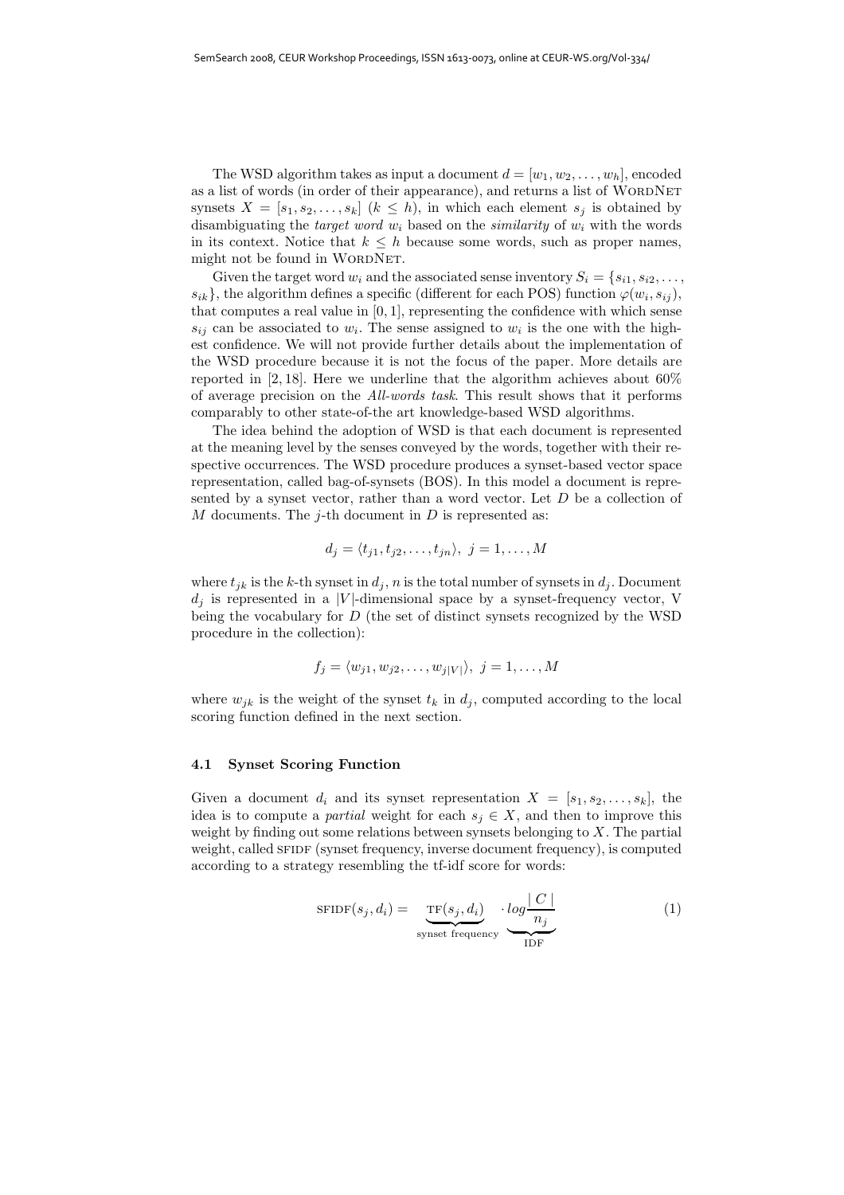The WSD algorithm takes as input a document $d = [w_1, w_2, \ldots, w_h]$, encoded as a list of words (in order of their appearance), and returns a list of WordNet synsets $X = [s_1, s_2, \ldots, s_k]$ $(k \leq h)$, in which each element $s_j$ is obtained by disambiguating the *target word* $w_i$ based on the *similarity* of $w_i$ with the words in its context. Notice that $k \leq h$ because some words, such as proper names, might not be found in WordNet.

Given the target word $w_i$ and the associated sense inventory $S_i = \{s_{i1}, s_{i2}, \ldots, s_{ik}\}$, the algorithm defines a specific (different for each POS) function $\varphi(w_i, s_{ij})$, that computes a real value in $[0, 1]$, representing the confidence with which sense $s_{ij}$ can be associated to $w_i$. The sense assigned to $w_i$ is the one with the highest confidence. We will not provide further details about the implementation of the WSD procedure because it is not the focus of the paper. More details are reported in [2, 18]. Here we underline that the algorithm achieves about 60% of average precision on the *All-words task*. This result shows that it performs comparably to other state-of-the art knowledge-based WSD algorithms.

The idea behind the adoption of WSD is that each document is represented at the meaning level by the senses conveyed by the words, together with their respective occurrences. The WSD procedure produces a synset-based vector space representation, called bag-of-synsets (BOS). In this model a document is represented by a synset vector, rather than a word vector. Let $D$ be a collection of $M$ documents. The $j$-th document in $D$ is represented as:

$$d_j = \langle t_{j1}, t_{j2}, \ldots, t_{jn} \rangle, \; j = 1, \ldots, M$$

where $t_{jk}$ is the $k$-th synset in $d_j$, $n$ is the total number of synsets in $d_j$. Document $d_j$ is represented in a $|V|$-dimensional space by a synset-frequency vector, V being the vocabulary for $D$ (the set of distinct synsets recognized by the WSD procedure in the collection):

$$f_j = \langle w_{j1}, w_{j2}, \ldots, w_{j|V|} \rangle, \; j = 1, \ldots, M$$

where $w_{jk}$ is the weight of the synset $t_k$ in $d_j$, computed according to the local scoring function defined in the next section.

### 4.1 Synset Scoring Function

Given a document $d_i$ and its synset representation $X = [s_1, s_2, \ldots, s_k]$, the idea is to compute a *partial* weight for each $s_j \in X$, and then to improve this weight by finding out some relations between synsets belonging to $X$. The partial weight, called SFIDF (synset frequency, inverse document frequency), is computed according to a strategy resembling the tf-idf score for words:

$$\text{SFIDF}(s_j, d_i) = \underbrace{\text{TF}(s_j, d_i)}_{\text{synset frequency}} \cdot \underbrace{log\frac{|C|}{n_j}}_{\text{IDF}} \tag{1}$$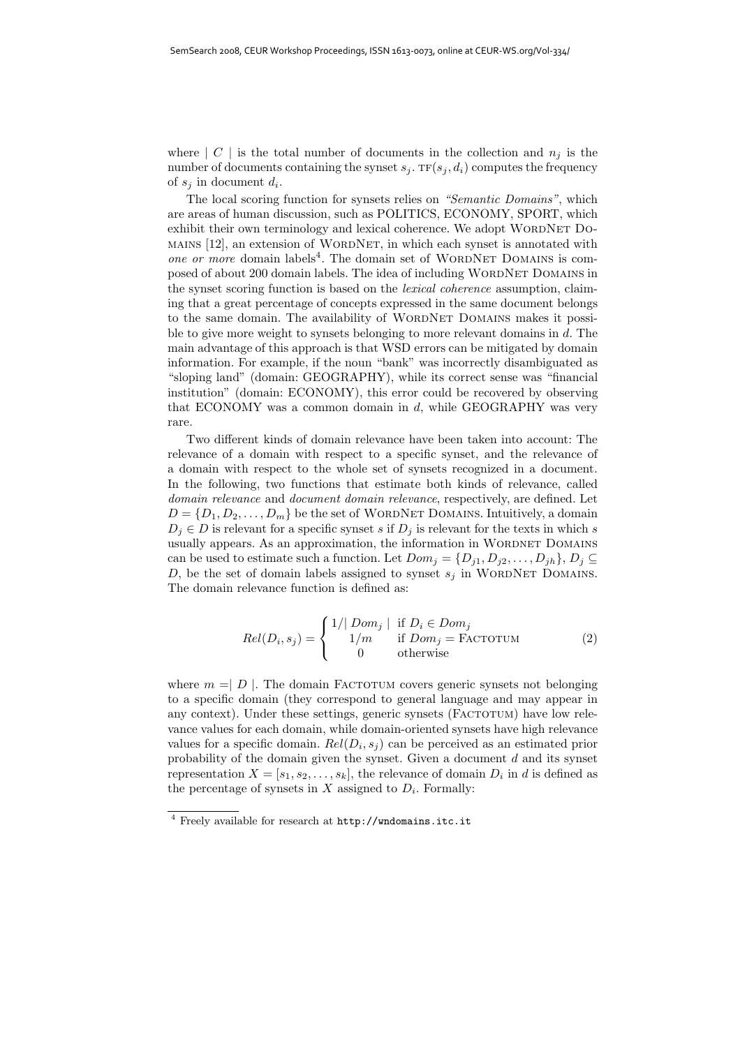where $|C|$ is the total number of documents in the collection and $n_j$ is the number of documents containing the synset $s_j$. $\text{TF}(s_j, d_i)$ computes the frequency of $s_j$ in document $d_i$.

The local scoring function for synsets relies on *"Semantic Domains"*, which are areas of human discussion, such as POLITICS, ECONOMY, SPORT, which exhibit their own terminology and lexical coherence. We adopt WordNet Domains [12], an extension of WordNet, in which each synset is annotated with *one or more* domain labels[4]. The domain set of WordNet Domains is composed of about 200 domain labels. The idea of including WordNet Domains in the synset scoring function is based on the *lexical coherence* assumption, claiming that a great percentage of concepts expressed in the same document belongs to the same domain. The availability of WordNet Domains makes it possible to give more weight to synsets belonging to more relevant domains in $d$. The main advantage of this approach is that WSD errors can be mitigated by domain information. For example, if the noun "bank" was incorrectly disambiguated as "sloping land" (domain: GEOGRAPHY), while its correct sense was "financial institution" (domain: ECONOMY), this error could be recovered by observing that ECONOMY was a common domain in $d$, while GEOGRAPHY was very rare.

Two different kinds of domain relevance have been taken into account: The relevance of a domain with respect to a specific synset, and the relevance of a domain with respect to the whole set of synsets recognized in a document. In the following, two functions that estimate both kinds of relevance, called *domain relevance* and *document domain relevance*, respectively, are defined. Let $D = \{D_1, D_2, \ldots, D_m\}$ be the set of WordNet Domains. Intuitively, a domain $D_j \in D$ is relevant for a specific synset $s$ if $D_j$ is relevant for the texts in which $s$ usually appears. As an approximation, the information in Wordnet Domains can be used to estimate such a function. Let $Dom_j = \{D_{j1}, D_{j2}, \ldots, D_{jh}\}$, $D_j \subseteq D$, be the set of domain labels assigned to synset $s_j$ in WordNet Domains. The domain relevance function is defined as:

$$Rel(D_i, s_j) = \begin{cases} 1/|\,Dom_j\,| & \text{if } D_i \in Dom_j \\ 1/m & \text{if } Dom_j = \text{Factotum} \\ 0 & \text{otherwise} \end{cases} \tag{2}$$

where $m = |\,D\,|$. The domain Factotum covers generic synsets not belonging to a specific domain (they correspond to general language and may appear in any context). Under these settings, generic synsets (Factotum) have low relevance values for each domain, while domain-oriented synsets have high relevance values for a specific domain. $Rel(D_i, s_j)$ can be perceived as an estimated prior probability of the domain given the synset. Given a document $d$ and its synset representation $X = [s_1, s_2, \ldots, s_k]$, the relevance of domain $D_i$ in $d$ is defined as the percentage of synsets in $X$ assigned to $D_i$. Formally:

[4] Freely available for research at `http://wndomains.itc.it`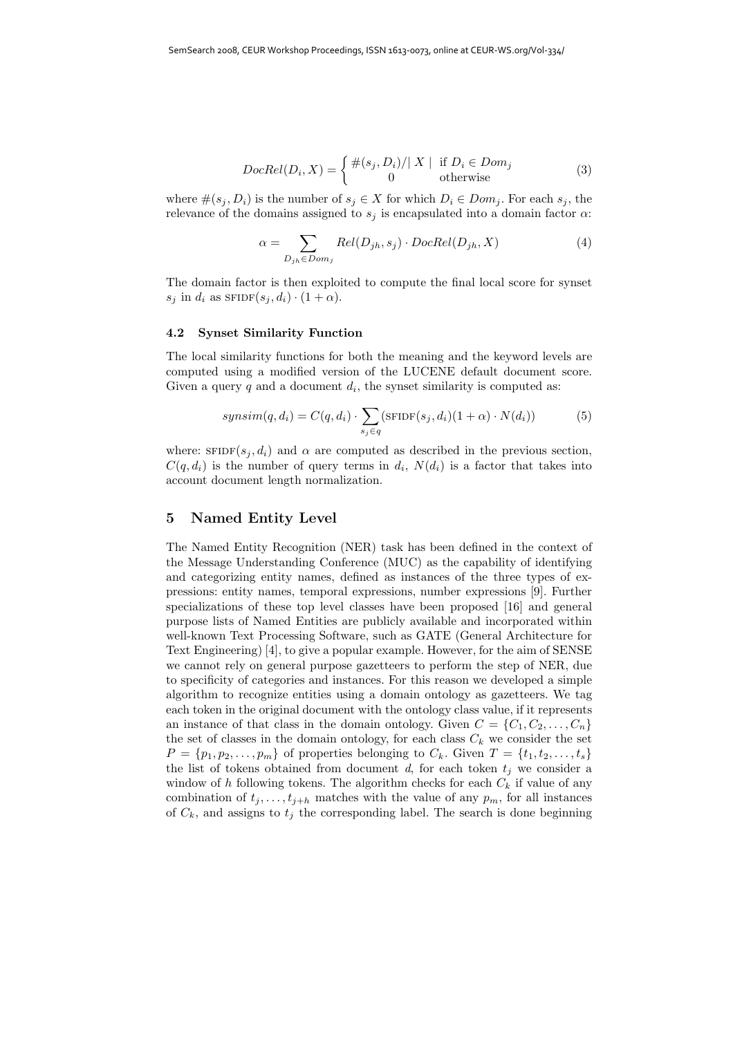$$DocRel(D_i, X) = \begin{cases} \#(s_j, D_i)/\mid X \mid & \text{if } D_i \in Dom_j \\ 0 & \text{otherwise} \end{cases} \tag{3}$$

where $\#(s_j, D_i)$ is the number of $s_j \in X$ for which $D_i \in Dom_j$. For each $s_j$, the relevance of the domains assigned to $s_j$ is encapsulated into a domain factor $\alpha$:

$$\alpha = \sum_{D_{jh} \in Dom_j} Rel(D_{jh}, s_j) \cdot DocRel(D_{jh}, X) \tag{4}$$

The domain factor is then exploited to compute the final local score for synset $s_j$ in $d_i$ as $\text{SFIDF}(s_j, d_i) \cdot (1 + \alpha)$.

### 4.2 Synset Similarity Function

The local similarity functions for both the meaning and the keyword levels are computed using a modified version of the LUCENE default document score. Given a query $q$ and a document $d_i$, the synset similarity is computed as:

$$synsim(q, d_i) = C(q, d_i) \cdot \sum_{s_j \in q} (\text{SFIDF}(s_j, d_i)(1 + \alpha) \cdot N(d_i)) \tag{5}$$

where: $\text{SFIDF}(s_j, d_i)$ and $\alpha$ are computed as described in the previous section, $C(q, d_i)$ is the number of query terms in $d_i$, $N(d_i)$ is a factor that takes into account document length normalization.

## 5 Named Entity Level

The Named Entity Recognition (NER) task has been defined in the context of the Message Understanding Conference (MUC) as the capability of identifying and categorizing entity names, defined as instances of the three types of expressions: entity names, temporal expressions, number expressions [9]. Further specializations of these top level classes have been proposed [16] and general purpose lists of Named Entities are publicly available and incorporated within well-known Text Processing Software, such as GATE (General Architecture for Text Engineering) [4], to give a popular example. However, for the aim of SENSE we cannot rely on general purpose gazetteers to perform the step of NER, due to specificity of categories and instances. For this reason we developed a simple algorithm to recognize entities using a domain ontology as gazetteers. We tag each token in the original document with the ontology class value, if it represents an instance of that class in the domain ontology. Given $C = \{C_1, C_2, \ldots, C_n\}$ the set of classes in the domain ontology, for each class $C_k$ we consider the set $P = \{p_1, p_2, \ldots, p_m\}$ of properties belonging to $C_k$. Given $T = \{t_1, t_2, \ldots, t_s\}$ the list of tokens obtained from document $d$, for each token $t_j$ we consider a window of $h$ following tokens. The algorithm checks for each $C_k$ if value of any combination of $t_j, \ldots, t_{j+h}$ matches with the value of any $p_m$, for all instances of $C_k$, and assigns to $t_j$ the corresponding label. The search is done beginning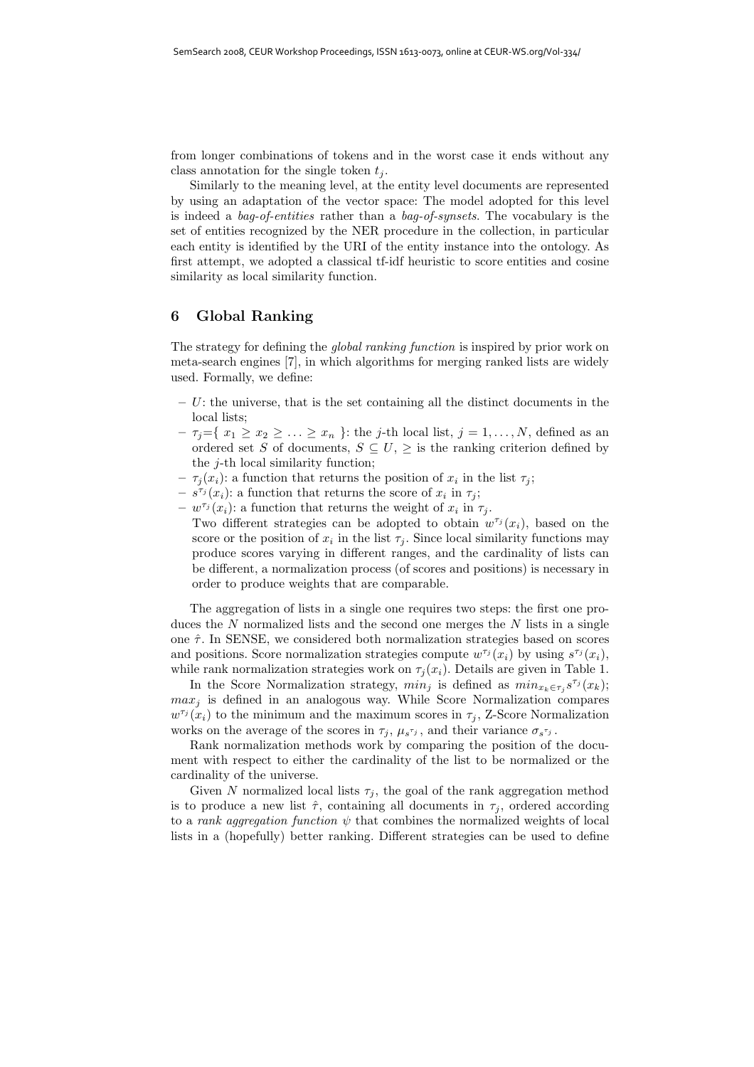from longer combinations of tokens and in the worst case it ends without any class annotation for the single token $t_j$.

Similarly to the meaning level, at the entity level documents are represented by using an adaptation of the vector space: The model adopted for this level is indeed a *bag-of-entities* rather than a *bag-of-synsets*. The vocabulary is the set of entities recognized by the NER procedure in the collection, in particular each entity is identified by the URI of the entity instance into the ontology. As first attempt, we adopted a classical tf-idf heuristic to score entities and cosine similarity as local similarity function.

## 6 Global Ranking

The strategy for defining the *global ranking function* is inspired by prior work on meta-search engines [7], in which algorithms for merging ranked lists are widely used. Formally, we define:

- $U$: the universe, that is the set containing all the distinct documents in the local lists;
- $\tau_j$={ $x_1 \geq x_2 \geq \ldots \geq x_n$ }: the $j$-th local list, $j = 1, \ldots, N$, defined as an ordered set $S$ of documents, $S \subseteq U$, $\geq$ is the ranking criterion defined by the $j$-th local similarity function;
- $\tau_j(x_i)$: a function that returns the position of $x_i$ in the list $\tau_j$;
- $s^{\tau_j}(x_i)$: a function that returns the score of $x_i$ in $\tau_j$;
- $w^{\tau_j}(x_i)$: a function that returns the weight of $x_i$ in $\tau_j$.
  Two different strategies can be adopted to obtain $w^{\tau_j}(x_i)$, based on the score or the position of $x_i$ in the list $\tau_j$. Since local similarity functions may produce scores varying in different ranges, and the cardinality of lists can be different, a normalization process (of scores and positions) is necessary in order to produce weights that are comparable.

The aggregation of lists in a single one requires two steps: the first one produces the $N$ normalized lists and the second one merges the $N$ lists in a single one $\hat{\tau}$. In SENSE, we considered both normalization strategies based on scores and positions. Score normalization strategies compute $w^{\tau_j}(x_i)$ by using $s^{\tau_j}(x_i)$, while rank normalization strategies work on $\tau_j(x_i)$. Details are given in Table 1.

In the Score Normalization strategy, $min_j$ is defined as $min_{x_k \in \tau_j} s^{\tau_j}(x_k)$; $max_j$ is defined in an analogous way. While Score Normalization compares $w^{\tau_j}(x_i)$ to the minimum and the maximum scores in $\tau_j$, Z-Score Normalization works on the average of the scores in $\tau_j$, $\mu_{s^{\tau_j}}$, and their variance $\sigma_{s^{\tau_j}}$.

Rank normalization methods work by comparing the position of the document with respect to either the cardinality of the list to be normalized or the cardinality of the universe.

Given $N$ normalized local lists $\tau_j$, the goal of the rank aggregation method is to produce a new list $\hat{\tau}$, containing all documents in $\tau_j$, ordered according to a *rank aggregation function* $\psi$ that combines the normalized weights of local lists in a (hopefully) better ranking. Different strategies can be used to define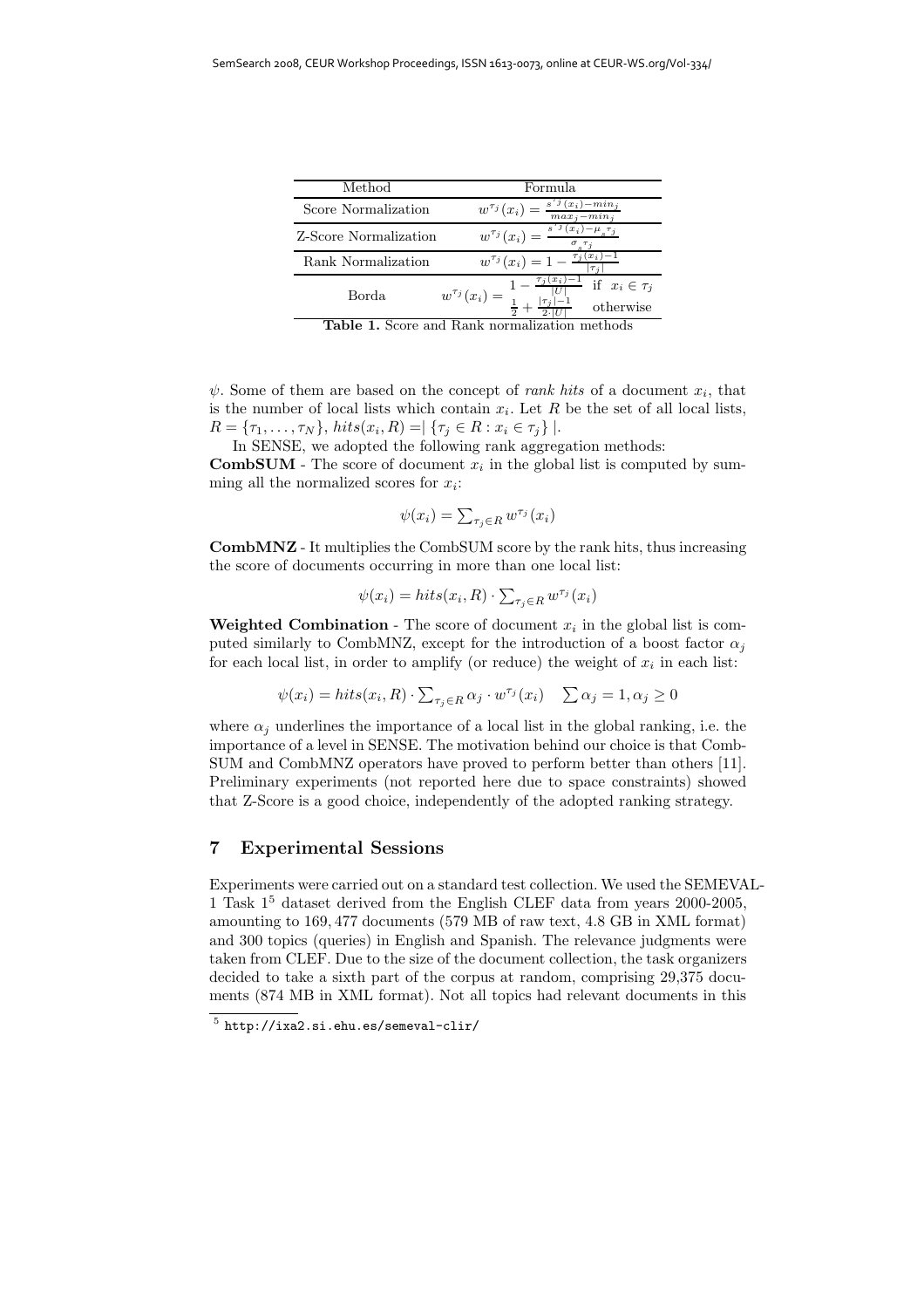| Method | Formula |
| --- | --- |
| Score Normalization | $w^{\tau_j}(x_i) = \frac{s^{\tau_j}(x_i) - min_j}{max_j - min_j}$ |
| Z-Score Normalization | $w^{\tau_j}(x_i) = \frac{s^{\tau_j}(x_i) - \mu_{s^{\tau_j}}}{\sigma_{s^{\tau_j}}}$ |
| Rank Normalization | $w^{\tau_j}(x_i) = 1 - \frac{\tau_j(x_i) - 1}{\lvert\tau_j\rvert}$ |
| Borda | $w^{\tau_j}(x_i) = \begin{cases} 1 - \frac{\tau_j(x_i) - 1}{\lvert U\rvert} & \text{if } x_i \in \tau_j \\ \frac{1}{2} + \frac{\lvert\tau_j\rvert - 1}{2 \cdot \lvert U\rvert} & \text{otherwise} \end{cases}$ |

**Table 1.** Score and Rank normalization methods

$\psi$. Some of them are based on the concept of *rank hits* of a document $x_i$, that is the number of local lists which contain $x_i$. Let $R$ be the set of all local lists, $R = \{\tau_1, \ldots, \tau_N\}$, $hits(x_i, R) = \lvert \{\tau_j \in R : x_i \in \tau_j\} \rvert$.

In SENSE, we adopted the following rank aggregation methods:

**CombSUM** - The score of document $x_i$ in the global list is computed by summing all the normalized scores for $x_i$:

$$\psi(x_i) = \sum_{\tau_j \in R} w^{\tau_j}(x_i)$$

**CombMNZ** - It multiplies the CombSUM score by the rank hits, thus increasing the score of documents occurring in more than one local list:

$$\psi(x_i) = hits(x_i, R) \cdot \sum_{\tau_j \in R} w^{\tau_j}(x_i)$$

**Weighted Combination** - The score of document $x_i$ in the global list is computed similarly to CombMNZ, except for the introduction of a boost factor $\alpha_j$ for each local list, in order to amplify (or reduce) the weight of $x_i$ in each list:

$$\psi(x_i) = hits(x_i, R) \cdot \sum_{\tau_j \in R} \alpha_j \cdot w^{\tau_j}(x_i) \quad \sum \alpha_j = 1, \alpha_j \geq 0$$

where $\alpha_j$ underlines the importance of a local list in the global ranking, i.e. the importance of a level in SENSE. The motivation behind our choice is that CombSUM and CombMNZ operators have proved to perform better than others [11]. Preliminary experiments (not reported here due to space constraints) showed that Z-Score is a good choice, independently of the adopted ranking strategy.

## 7 Experimental Sessions

Experiments were carried out on a standard test collection. We used the SEMEVAL-1 Task 1[5] dataset derived from the English CLEF data from years 2000-2005, amounting to 169,477 documents (579 MB of raw text, 4.8 GB in XML format) and 300 topics (queries) in English and Spanish. The relevance judgments were taken from CLEF. Due to the size of the document collection, the task organizers decided to take a sixth part of the corpus at random, comprising 29,375 documents (874 MB in XML format). Not all topics had relevant documents in this

[5] http://ixa2.si.ehu.es/semeval-clir/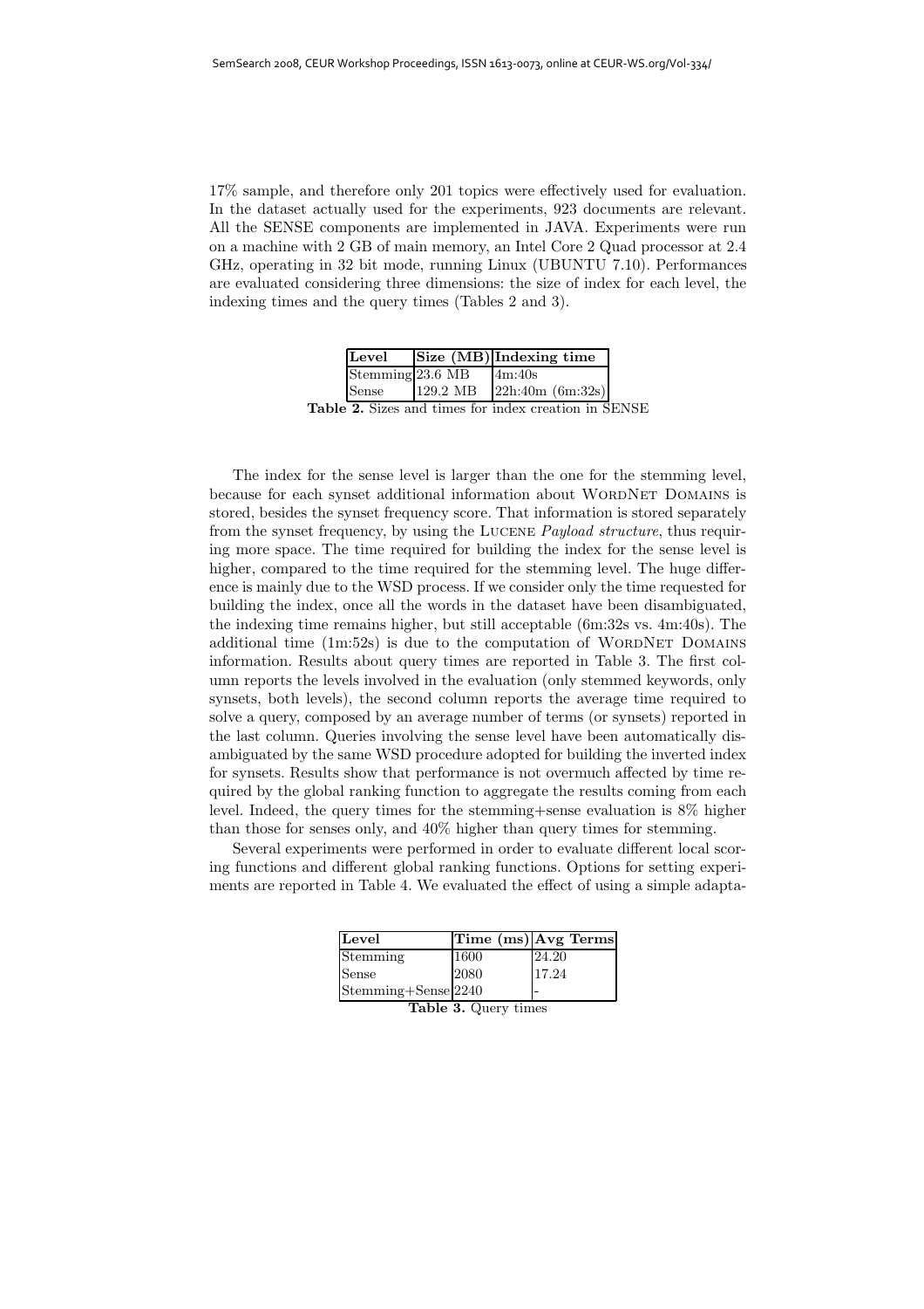17% sample, and therefore only 201 topics were effectively used for evaluation. In the dataset actually used for the experiments, 923 documents are relevant. All the SENSE components are implemented in JAVA. Experiments were run on a machine with 2 GB of main memory, an Intel Core 2 Quad processor at 2.4 GHz, operating in 32 bit mode, running Linux (UBUNTU 7.10). Performances are evaluated considering three dimensions: the size of index for each level, the indexing times and the query times (Tables 2 and 3).

| **Level** | **Size (MB)** | **Indexing time** |
|---|---|---|
| Stemming | 23.6 MB | 4m:40s |
| Sense | 129.2 MB | 22h:40m (6m:32s) |

**Table 2.** Sizes and times for index creation in SENSE

The index for the sense level is larger than the one for the stemming level, because for each synset additional information about WordNet Domains is stored, besides the synset frequency score. That information is stored separately from the synset frequency, by using the Lucene *Payload structure*, thus requiring more space. The time required for building the index for the sense level is higher, compared to the time required for the stemming level. The huge difference is mainly due to the WSD process. If we consider only the time requested for building the index, once all the words in the dataset have been disambiguated, the indexing time remains higher, but still acceptable (6m:32s vs. 4m:40s). The additional time (1m:52s) is due to the computation of WordNet Domains information. Results about query times are reported in Table 3. The first column reports the levels involved in the evaluation (only stemmed keywords, only synsets, both levels), the second column reports the average time required to solve a query, composed by an average number of terms (or synsets) reported in the last column. Queries involving the sense level have been automatically disambiguated by the same WSD procedure adopted for building the inverted index for synsets. Results show that performance is not overmuch affected by time required by the global ranking function to aggregate the results coming from each level. Indeed, the query times for the stemming+sense evaluation is 8% higher than those for senses only, and 40% higher than query times for stemming.

Several experiments were performed in order to evaluate different local scoring functions and different global ranking functions. Options for setting experiments are reported in Table 4. We evaluated the effect of using a simple adapta-

| **Level** | **Time (ms)** | **Avg Terms** |
|---|---|---|
| Stemming | 1600 | 24.20 |
| Sense | 2080 | 17.24 |
| Stemming+Sense | 2240 | - |

**Table 3.** Query times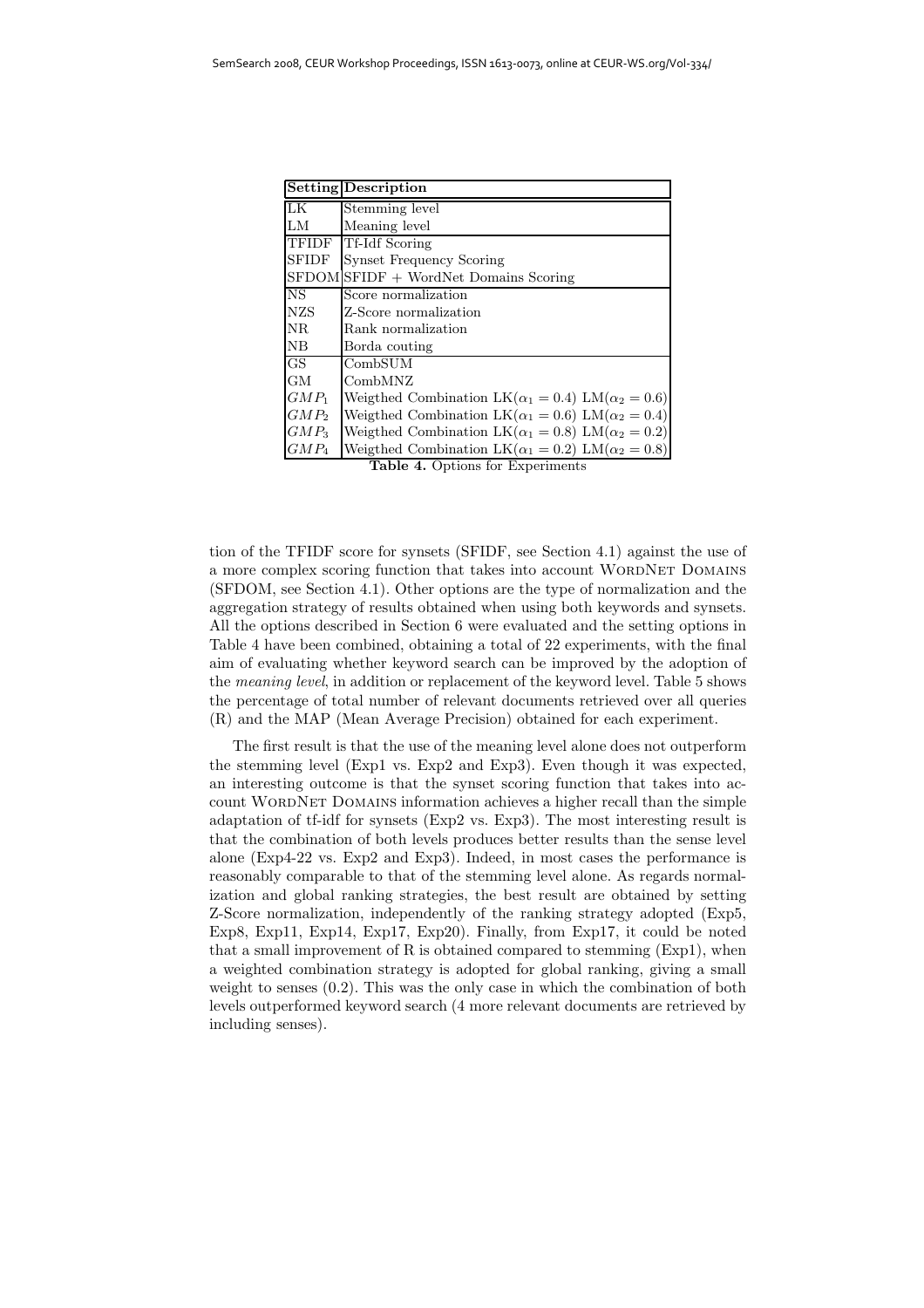| Setting | Description |
|---|---|
| LK | Stemming level |
| LM | Meaning level |
| TFIDF | Tf-Idf Scoring |
| SFIDF | Synset Frequency Scoring |
| SFDOM | SFIDF + WordNet Domains Scoring |
| NS | Score normalization |
| NZS | Z-Score normalization |
| NR | Rank normalization |
| NB | Borda couting |
| GS | CombSUM |
| GM | CombMNZ |
| $GMP_1$ | Weigthed Combination LK($\alpha_1 = 0.4$) LM($\alpha_2 = 0.6$) |
| $GMP_2$ | Weigthed Combination LK($\alpha_1 = 0.6$) LM($\alpha_2 = 0.4$) |
| $GMP_3$ | Weigthed Combination LK($\alpha_1 = 0.8$) LM($\alpha_2 = 0.2$) |
| $GMP_4$ | Weigthed Combination LK($\alpha_1 = 0.2$) LM($\alpha_2 = 0.8$) |

**Table 4.** Options for Experiments

tion of the TFIDF score for synsets (SFIDF, see Section 4.1) against the use of a more complex scoring function that takes into account WordNet Domains (SFDOM, see Section 4.1). Other options are the type of normalization and the aggregation strategy of results obtained when using both keywords and synsets. All the options described in Section 6 were evaluated and the setting options in Table 4 have been combined, obtaining a total of 22 experiments, with the final aim of evaluating whether keyword search can be improved by the adoption of the *meaning level*, in addition or replacement of the keyword level. Table 5 shows the percentage of total number of relevant documents retrieved over all queries (R) and the MAP (Mean Average Precision) obtained for each experiment.

The first result is that the use of the meaning level alone does not outperform the stemming level (Exp1 vs. Exp2 and Exp3). Even though it was expected, an interesting outcome is that the synset scoring function that takes into account WordNet Domains information achieves a higher recall than the simple adaptation of tf-idf for synsets (Exp2 vs. Exp3). The most interesting result is that the combination of both levels produces better results than the sense level alone (Exp4-22 vs. Exp2 and Exp3). Indeed, in most cases the performance is reasonably comparable to that of the stemming level alone. As regards normalization and global ranking strategies, the best result are obtained by setting Z-Score normalization, independently of the ranking strategy adopted (Exp5, Exp8, Exp11, Exp14, Exp17, Exp20). Finally, from Exp17, it could be noted that a small improvement of R is obtained compared to stemming (Exp1), when a weighted combination strategy is adopted for global ranking, giving a small weight to senses (0.2). This was the only case in which the combination of both levels outperformed keyword search (4 more relevant documents are retrieved by including senses).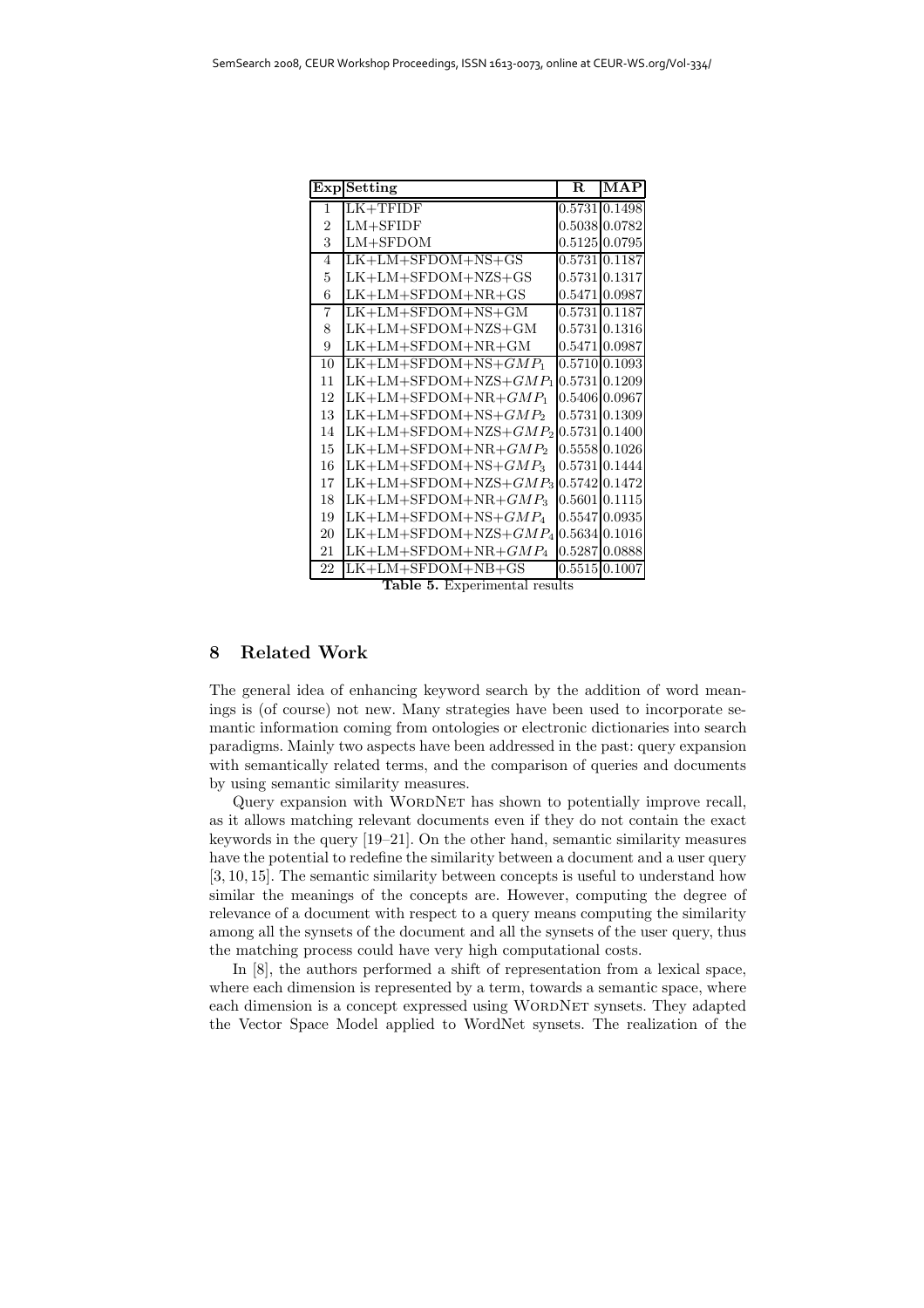| Exp | Setting | R | MAP |
|---|---|---|---|
| 1 | LK+TFIDF | 0.5731 | 0.1498 |
| 2 | LM+SFIDF | 0.5038 | 0.0782 |
| 3 | LM+SFDOM | 0.5125 | 0.0795 |
| 4 | LK+LM+SFDOM+NS+GS | 0.5731 | 0.1187 |
| 5 | LK+LM+SFDOM+NZS+GS | 0.5731 | 0.1317 |
| 6 | LK+LM+SFDOM+NR+GS | 0.5471 | 0.0987 |
| 7 | LK+LM+SFDOM+NS+GM | 0.5731 | 0.1187 |
| 8 | LK+LM+SFDOM+NZS+GM | 0.5731 | 0.1316 |
| 9 | LK+LM+SFDOM+NR+GM | 0.5471 | 0.0987 |
| 10 | LK+LM+SFDOM+NS+$GMP_1$ | 0.5710 | 0.1093 |
| 11 | LK+LM+SFDOM+NZS+$GMP_1$ | 0.5731 | 0.1209 |
| 12 | LK+LM+SFDOM+NR+$GMP_1$ | 0.5406 | 0.0967 |
| 13 | LK+LM+SFDOM+NS+$GMP_2$ | 0.5731 | 0.1309 |
| 14 | LK+LM+SFDOM+NZS+$GMP_2$ | 0.5731 | 0.1400 |
| 15 | LK+LM+SFDOM+NR+$GMP_2$ | 0.5558 | 0.1026 |
| 16 | LK+LM+SFDOM+NS+$GMP_3$ | 0.5731 | 0.1444 |
| 17 | LK+LM+SFDOM+NZS+$GMP_3$ | 0.5742 | 0.1472 |
| 18 | LK+LM+SFDOM+NR+$GMP_3$ | 0.5601 | 0.1115 |
| 19 | LK+LM+SFDOM+NS+$GMP_4$ | 0.5547 | 0.0935 |
| 20 | LK+LM+SFDOM+NZS+$GMP_4$ | 0.5634 | 0.1016 |
| 21 | LK+LM+SFDOM+NR+$GMP_4$ | 0.5287 | 0.0888 |
| 22 | LK+LM+SFDOM+NB+GS | 0.5515 | 0.1007 |

**Table 5.** Experimental results

## 8 Related Work

The general idea of enhancing keyword search by the addition of word meanings is (of course) not new. Many strategies have been used to incorporate semantic information coming from ontologies or electronic dictionaries into search paradigms. Mainly two aspects have been addressed in the past: query expansion with semantically related terms, and the comparison of queries and documents by using semantic similarity measures.

Query expansion with WordNet has shown to potentially improve recall, as it allows matching relevant documents even if they do not contain the exact keywords in the query [19–21]. On the other hand, semantic similarity measures have the potential to redefine the similarity between a document and a user query [3, 10, 15]. The semantic similarity between concepts is useful to understand how similar the meanings of the concepts are. However, computing the degree of relevance of a document with respect to a query means computing the similarity among all the synsets of the document and all the synsets of the user query, thus the matching process could have very high computational costs.

In [8], the authors performed a shift of representation from a lexical space, where each dimension is represented by a term, towards a semantic space, where each dimension is a concept expressed using WordNet synsets. They adapted the Vector Space Model applied to WordNet synsets. The realization of the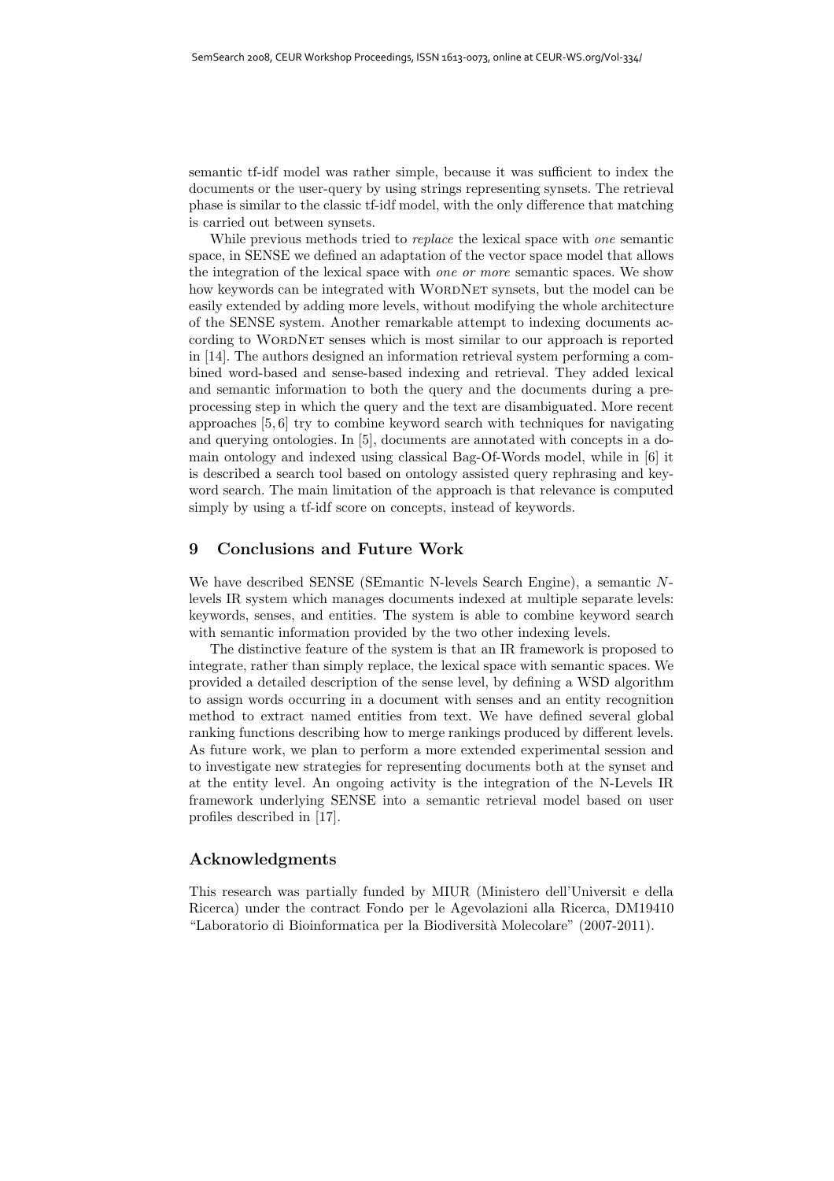semantic tf-idf model was rather simple, because it was sufficient to index the documents or the user-query by using strings representing synsets. The retrieval phase is similar to the classic tf-idf model, with the only difference that matching is carried out between synsets.

While previous methods tried to *replace* the lexical space with *one* semantic space, in SENSE we defined an adaptation of the vector space model that allows the integration of the lexical space with *one or more* semantic spaces. We show how keywords can be integrated with WordNet synsets, but the model can be easily extended by adding more levels, without modifying the whole architecture of the SENSE system. Another remarkable attempt to indexing documents according to WordNet senses which is most similar to our approach is reported in [14]. The authors designed an information retrieval system performing a combined word-based and sense-based indexing and retrieval. They added lexical and semantic information to both the query and the documents during a preprocessing step in which the query and the text are disambiguated. More recent approaches [5, 6] try to combine keyword search with techniques for navigating and querying ontologies. In [5], documents are annotated with concepts in a domain ontology and indexed using classical Bag-Of-Words model, while in [6] it is described a search tool based on ontology assisted query rephrasing and keyword search. The main limitation of the approach is that relevance is computed simply by using a tf-idf score on concepts, instead of keywords.

## 9 Conclusions and Future Work

We have described SENSE (SEmantic N-levels Search Engine), a semantic $N$-levels IR system which manages documents indexed at multiple separate levels: keywords, senses, and entities. The system is able to combine keyword search with semantic information provided by the two other indexing levels.

The distinctive feature of the system is that an IR framework is proposed to integrate, rather than simply replace, the lexical space with semantic spaces. We provided a detailed description of the sense level, by defining a WSD algorithm to assign words occurring in a document with senses and an entity recognition method to extract named entities from text. We have defined several global ranking functions describing how to merge rankings produced by different levels. As future work, we plan to perform a more extended experimental session and to investigate new strategies for representing documents both at the synset and at the entity level. An ongoing activity is the integration of the N-Levels IR framework underlying SENSE into a semantic retrieval model based on user profiles described in [17].

## Acknowledgments

This research was partially funded by MIUR (Ministero dell'Universit e della Ricerca) under the contract Fondo per le Agevolazioni alla Ricerca, DM19410 "Laboratorio di Bioinformatica per la Biodiversità Molecolare" (2007-2011).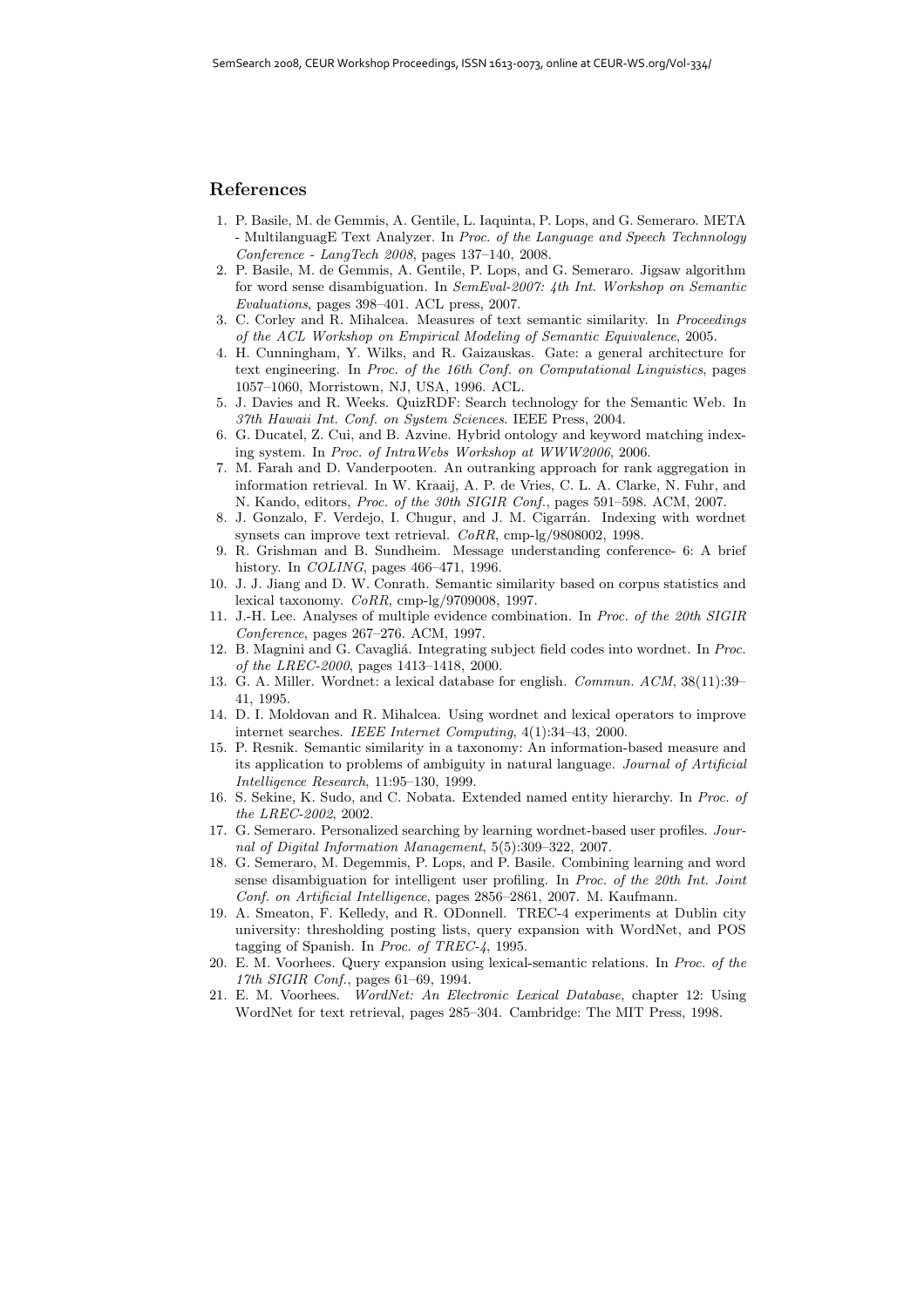## References

1. P. Basile, M. de Gemmis, A. Gentile, L. Iaquinta, P. Lops, and G. Semeraro. META - MultilanguagE Text Analyzer. In *Proc. of the Language and Speech Technnology Conference - LangTech 2008*, pages 137–140, 2008.
2. P. Basile, M. de Gemmis, A. Gentile, P. Lops, and G. Semeraro. Jigsaw algorithm for word sense disambiguation. In *SemEval-2007: 4th Int. Workshop on Semantic Evaluations*, pages 398–401. ACL press, 2007.
3. C. Corley and R. Mihalcea. Measures of text semantic similarity. In *Proceedings of the ACL Workshop on Empirical Modeling of Semantic Equivalence*, 2005.
4. H. Cunningham, Y. Wilks, and R. Gaizauskas. Gate: a general architecture for text engineering. In *Proc. of the 16th Conf. on Computational Linguistics*, pages 1057–1060, Morristown, NJ, USA, 1996. ACL.
5. J. Davies and R. Weeks. QuizRDF: Search technology for the Semantic Web. In *37th Hawaii Int. Conf. on System Sciences*. IEEE Press, 2004.
6. G. Ducatel, Z. Cui, and B. Azvine. Hybrid ontology and keyword matching indexing system. In *Proc. of IntraWebs Workshop at WWW2006*, 2006.
7. M. Farah and D. Vanderpooten. An outranking approach for rank aggregation in information retrieval. In W. Kraaij, A. P. de Vries, C. L. A. Clarke, N. Fuhr, and N. Kando, editors, *Proc. of the 30th SIGIR Conf.*, pages 591–598. ACM, 2007.
8. J. Gonzalo, F. Verdejo, I. Chugur, and J. M. Cigarrán. Indexing with wordnet synsets can improve text retrieval. *CoRR*, cmp-lg/9808002, 1998.
9. R. Grishman and B. Sundheim. Message understanding conference- 6: A brief history. In *COLING*, pages 466–471, 1996.
10. J. J. Jiang and D. W. Conrath. Semantic similarity based on corpus statistics and lexical taxonomy. *CoRR*, cmp-lg/9709008, 1997.
11. J.-H. Lee. Analyses of multiple evidence combination. In *Proc. of the 20th SIGIR Conference*, pages 267–276. ACM, 1997.
12. B. Magnini and G. Cavagliá. Integrating subject field codes into wordnet. In *Proc. of the LREC-2000*, pages 1413–1418, 2000.
13. G. A. Miller. Wordnet: a lexical database for english. *Commun. ACM*, 38(11):39–41, 1995.
14. D. I. Moldovan and R. Mihalcea. Using wordnet and lexical operators to improve internet searches. *IEEE Internet Computing*, 4(1):34–43, 2000.
15. P. Resnik. Semantic similarity in a taxonomy: An information-based measure and its application to problems of ambiguity in natural language. *Journal of Artificial Intelligence Research*, 11:95–130, 1999.
16. S. Sekine, K. Sudo, and C. Nobata. Extended named entity hierarchy. In *Proc. of the LREC-2002*, 2002.
17. G. Semeraro. Personalized searching by learning wordnet-based user profiles. *Journal of Digital Information Management*, 5(5):309–322, 2007.
18. G. Semeraro, M. Degemmis, P. Lops, and P. Basile. Combining learning and word sense disambiguation for intelligent user profiling. In *Proc. of the 20th Int. Joint Conf. on Artificial Intelligence*, pages 2856–2861, 2007. M. Kaufmann.
19. A. Smeaton, F. Kelledy, and R. ODonnell. TREC-4 experiments at Dublin city university: thresholding posting lists, query expansion with WordNet, and POS tagging of Spanish. In *Proc. of TREC-4*, 1995.
20. E. M. Voorhees. Query expansion using lexical-semantic relations. In *Proc. of the 17th SIGIR Conf.*, pages 61–69, 1994.
21. E. M. Voorhees. *WordNet: An Electronic Lexical Database*, chapter 12: Using WordNet for text retrieval, pages 285–304. Cambridge: The MIT Press, 1998.